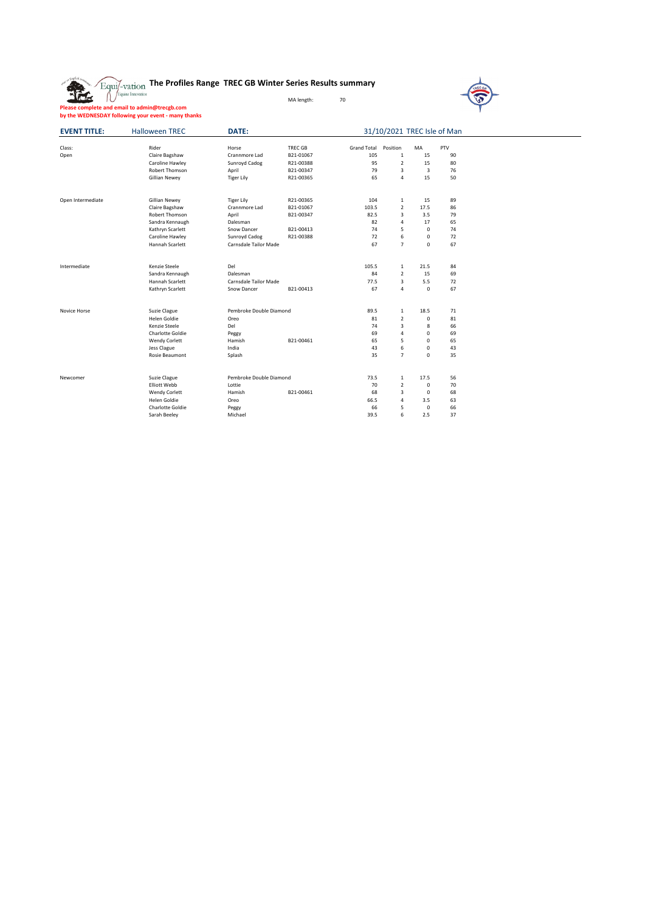# The Profiles Range TREC GB Winter Series Results summary

MA length: 70

**Please complete and email to admin@trecgb.com**
**by the WEDNESDAY following your event - many thanks**

**EVENT TITLE:** Halloween TREC **DATE:** 31/10/2021 TREC Isle of Man

| Class: | Rider | Horse | TREC GB | Grand Total | Position | MA | PTV |
|---|---|---|---|---|---|---|---|
| Open | Claire Bagshaw | Crannmore Lad | B21-01067 | 105 | 1 | 15 | 90 |
| | Caroline Hawley | Sunroyd Cadog | R21-00388 | 95 | 2 | 15 | 80 |
| | Robert Thomson | April | B21-00347 | 79 | 3 | 3 | 76 |
| | Gillian Newey | Tiger Lily | R21-00365 | 65 | 4 | 15 | 50 |
| | | | | | | | |
| Open Intermediate | Gillian Newey | Tiger Lily | R21-00365 | 104 | 1 | 15 | 89 |
| | Claire Bagshaw | Crannmore Lad | B21-01067 | 103.5 | 2 | 17.5 | 86 |
| | Robert Thomson | April | B21-00347 | 82.5 | 3 | 3.5 | 79 |
| | Sandra Kennaugh | Dalesman | | 82 | 4 | 17 | 65 |
| | Kathryn Scarlett | Snow Dancer | B21-00413 | 74 | 5 | 0 | 74 |
| | Caroline Hawley | Sunroyd Cadog | R21-00388 | 72 | 6 | 0 | 72 |
| | Hannah Scarlett | Carnsdale Tailor Made | | 67 | 7 | 0 | 67 |
| | | | | | | | |
| Intermediate | Kenzie Steele | Del | | 105.5 | 1 | 21.5 | 84 |
| | Sandra Kennaugh | Dalesman | | 84 | 2 | 15 | 69 |
| | Hannah Scarlett | Carnsdale Tailor Made | | 77.5 | 3 | 5.5 | 72 |
| | Kathryn Scarlett | Snow Dancer | B21-00413 | 67 | 4 | 0 | 67 |
| | | | | | | | |
| Novice Horse | Suzie Clague | Pembroke Double Diamond | | 89.5 | 1 | 18.5 | 71 |
| | Helen Goldie | Oreo | | 81 | 2 | 0 | 81 |
| | Kenzie Steele | Del | | 74 | 3 | 8 | 66 |
| | Charlotte Goldie | Peggy | | 69 | 4 | 0 | 69 |
| | Wendy Corlett | Hamish | B21-00461 | 65 | 5 | 0 | 65 |
| | Jess Clague | India | | 43 | 6 | 0 | 43 |
| | Rosie Beaumont | Splash | | 35 | 7 | 0 | 35 |
| | | | | | | | |
| Newcomer | Suzie Clague | Pembroke Double Diamond | | 73.5 | 1 | 17.5 | 56 |
| | Elliott Webb | Lottie | | 70 | 2 | 0 | 70 |
| | Wendy Corlett | Hamish | B21-00461 | 68 | 3 | 0 | 68 |
| | Helen Goldie | Oreo | | 66.5 | 4 | 3.5 | 63 |
| | Charlotte Goldie | Peggy | | 66 | 5 | 0 | 66 |
| | Sarah Beeley | Michael | | 39.5 | 6 | 2.5 | 37 |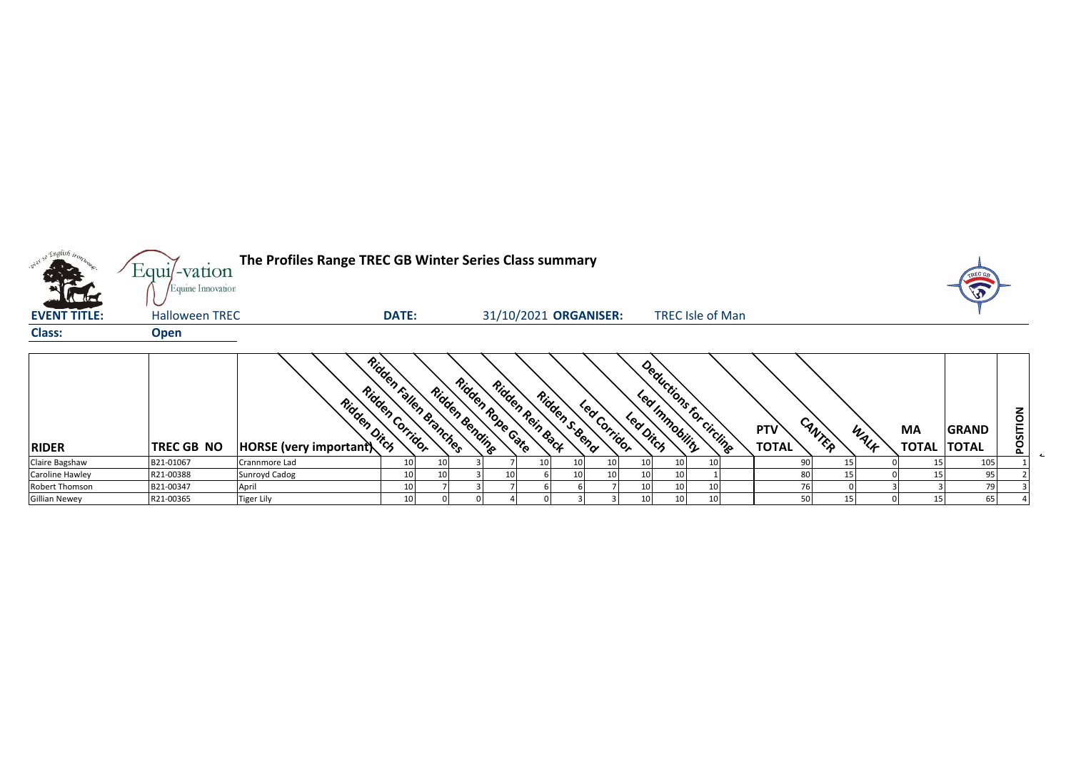# The Profiles Range TREC GB Winter Series Class summary

**EVENT TITLE:** Halloween TREC **DATE:** 31/10/2021 **ORGANISER:** TREC Isle of Man

**Class:** Open

| RIDER | TREC GB NO | HORSE (very important) | Ridden Ditch | Ridden Corridor | Ridden Fallen Branches | Ridden Bending | Ridden Rope Gate | Ridden Rein Back | Ridden S-Bend | Led Corridor | Led Ditch | Led Immobility | Deductions for circling | PTV TOTAL | CANTER | WALK | MA TOTAL | GRAND TOTAL | POSITION |
|---|---|---|---|---|---|---|---|---|---|---|---|---|---|---|---|---|---|---|---|
| Claire Bagshaw | B21-01067 | Crannmore Lad | 10 | 10 | 3 | 7 | 10 | 10 | 10 | 10 | 10 | 10 | | 90 | 15 | 0 | 15 | 105 | 1 |
| Caroline Hawley | R21-00388 | Sunroyd Cadog | 10 | 10 | 3 | 10 | 6 | 10 | 10 | 10 | 10 | 1 | | 80 | 15 | 0 | 15 | 95 | 2 |
| Robert Thomson | B21-00347 | April | 10 | 7 | 3 | 7 | 6 | 6 | 7 | 10 | 10 | 10 | | 76 | 0 | 3 | 3 | 79 | 3 |
| Gillian Newey | R21-00365 | Tiger Lily | 10 | 0 | 0 | 4 | 0 | 3 | 3 | 10 | 10 | 10 | | 50 | 15 | 0 | 15 | 65 | 4 |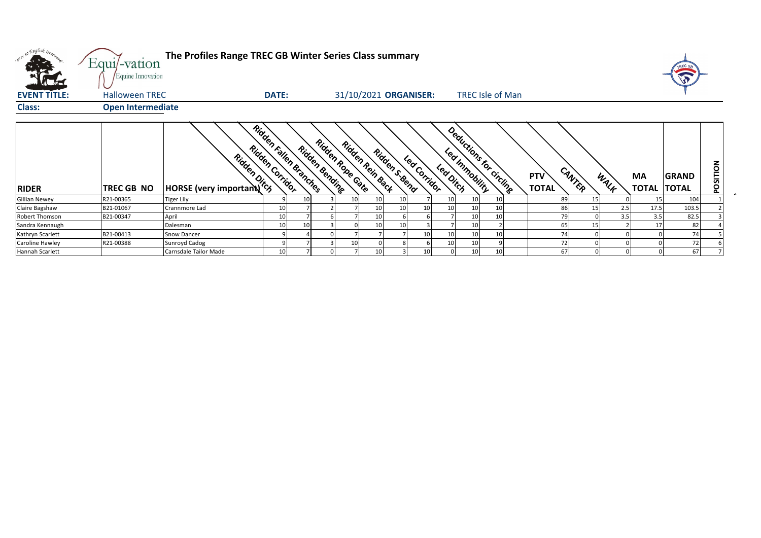# The Profiles Range TREC GB Winter Series Class summary

**EVENT TITLE:** Halloween TREC **DATE:** 31/10/2021 **ORGANISER:** TREC Isle of Man

**Class:** **Open Intermediate**

| RIDER | TREC GB NO | HORSE (very important) | Ridden Ditch | Ridden Corridor | Ridden Fallen Branches | Ridden Bending | Ridden Rope Gate | Ridden Rein Back | Ridden S-Bend | Led Corridor | Led Ditch | Led Immobility | Deductions for circling | PTV TOTAL | CANTER | WALK | MA TOTAL | GRAND TOTAL | POSITION |
|---|---|---|---|---|---|---|---|---|---|---|---|---|---|---|---|---|---|---|---|
| Gillian Newey | R21-00365 | Tiger Lily | 9 | 10 | 3 | 10 | 10 | 10 | 7 | 10 | 10 | 10 | | 89 | 15 | 0 | 15 | 104 | 1 |
| Claire Bagshaw | B21-01067 | Crannmore Lad | 10 | 7 | 2 | 7 | 10 | 10 | 10 | 10 | 10 | 10 | | 86 | 15 | 2.5 | 17.5 | 103.5 | 2 |
| Robert Thomson | B21-00347 | April | 10 | 7 | 6 | 7 | 10 | 6 | 6 | 7 | 10 | 10 | | 79 | 0 | 3.5 | 3.5 | 82.5 | 3 |
| Sandra Kennaugh | | Dalesman | 10 | 10 | 3 | 0 | 10 | 10 | 3 | 7 | 10 | 2 | | 65 | 15 | 2 | 17 | 82 | 4 |
| Kathryn Scarlett | B21-00413 | Snow Dancer | 9 | 4 | 0 | 7 | 7 | 7 | 10 | 10 | 10 | 10 | | 74 | 0 | 0 | 0 | 74 | 5 |
| Caroline Hawley | R21-00388 | Sunroyd Cadog | 9 | 7 | 3 | 10 | 0 | 8 | 6 | 10 | 10 | 9 | | 72 | 0 | 0 | 0 | 72 | 6 |
| Hannah Scarlett | | Carnsdale Tailor Made | 10 | 7 | 0 | 7 | 10 | 3 | 10 | 0 | 10 | 10 | | 67 | 0 | 0 | 0 | 67 | 7 |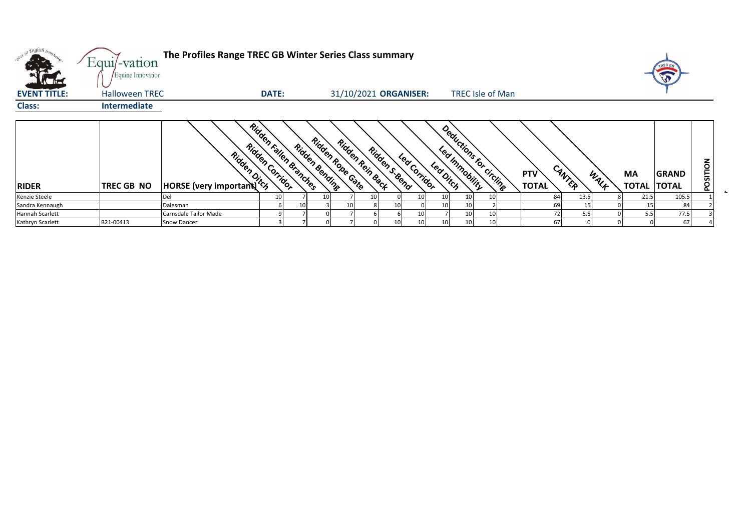**The Profiles Range TREC GB Winter Series Class summary**

**EVENT TITLE:** Halloween TREC **DATE:** 31/10/2021 **ORGANISER:** TREC Isle of Man

**Class:** Intermediate

| RIDER | TREC GB NO | HORSE (very important) | Ridden Ditch | Ridden Corridor | Ridden Fallen Branches | Ridden Bending | Ridden Rope Gate | Ridden Rein Back | Ridden S-Bend | Led Corridor | Led Ditch | Led Immobility | Deductions for circling | PTV TOTAL | CANTER | WALK | MA TOTAL | GRAND TOTAL | POSITION |
|---|---|---|---|---|---|---|---|---|---|---|---|---|---|---|---|---|---|---|---|
| Kenzie Steele | | Del | 10 | 7 | 10 | 7 | 10 | 0 | 10 | 10 | 10 | 10 | | 84 | 13.5 | 8 | 21.5 | 105.5 | 1 |
| Sandra Kennaugh | | Dalesman | 6 | 10 | 3 | 10 | 8 | 10 | 0 | 10 | 10 | 2 | | 69 | 15 | 0 | 15 | 84 | 2 |
| Hannah Scarlett | | Carnsdale Tailor Made | 9 | 7 | 0 | 7 | 6 | 6 | 10 | 7 | 10 | 10 | | 72 | 5.5 | 0 | 5.5 | 77.5 | 3 |
| Kathryn Scarlett | B21-00413 | Snow Dancer | 3 | 7 | 0 | 7 | 0 | 10 | 10 | 10 | 10 | 10 | | 67 | 0 | 0 | 0 | 67 | 4 |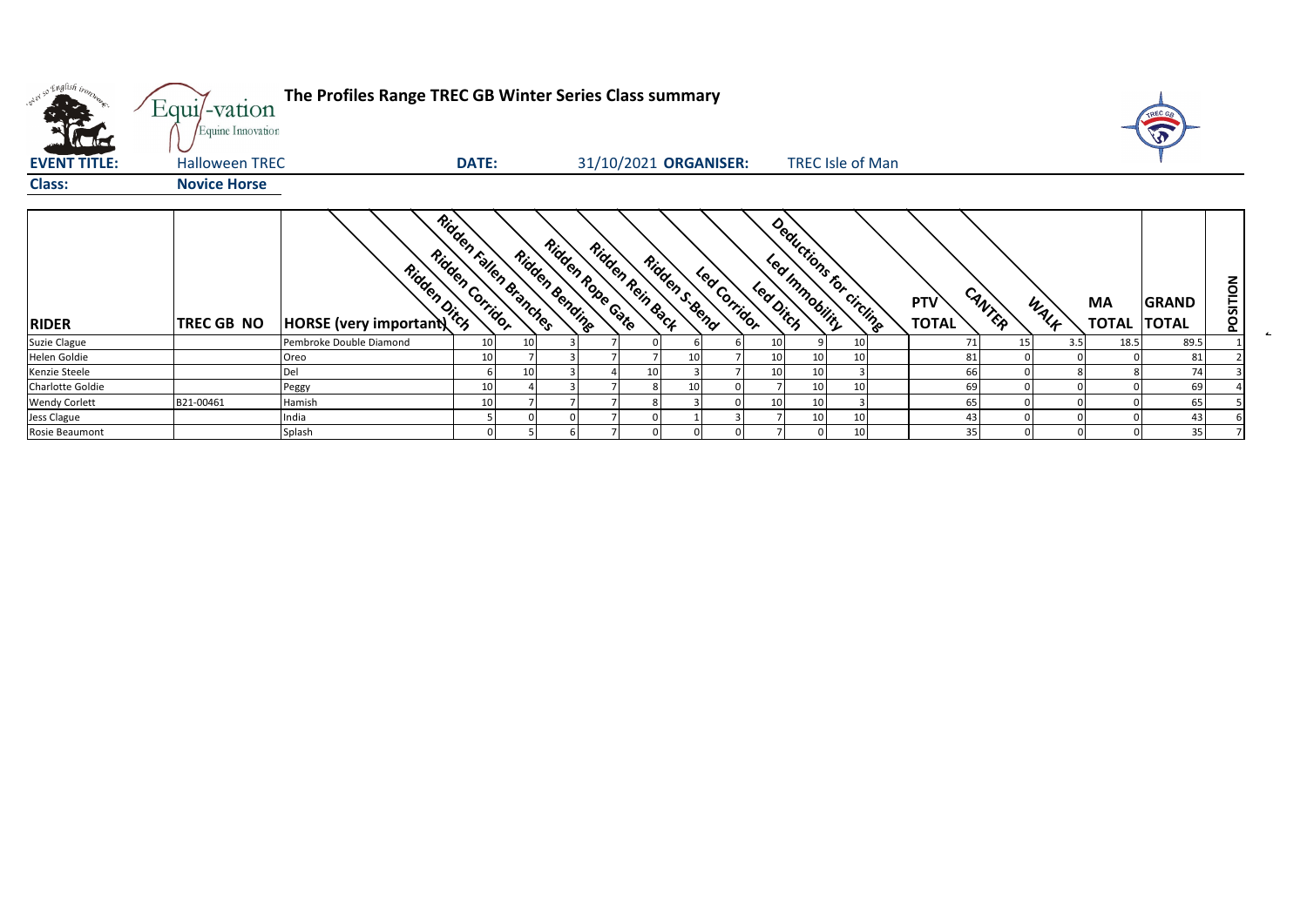# The Profiles Range TREC GB Winter Series Class summary

**EVENT TITLE:** Halloween TREC **DATE:** 31/10/2021 **ORGANISER:** TREC Isle of Man

**Class:** **Novice Horse**

| RIDER | TREC GB NO | HORSE (very important) | Ridden Ditch | Ridden Corridor | Ridden Fallen Branches | Ridden Bending | Ridden Rope Gate | Ridden Rein Back | Ridden S-Bend | Led Corridor | Led Ditch | Led Immobility | Deductions for circling | PTV TOTAL | CANTER | WALK | MA TOTAL | GRAND TOTAL | POSITION |
|---|---|---|---|---|---|---|---|---|---|---|---|---|---|---|---|---|---|---|---|
| Suzie Clague | | Pembroke Double Diamond | 10 | 10 | 3 | 7 | 0 | 6 | 6 | 10 | 9 | 10 | | 71 | 15 | 3.5 | 18.5 | 89.5 | 1 |
| Helen Goldie | | Oreo | 10 | 7 | 3 | 7 | 7 | 10 | 7 | 10 | 10 | 10 | | 81 | 0 | 0 | 0 | 81 | 2 |
| Kenzie Steele | | Del | 6 | 10 | 3 | 4 | 10 | 3 | 7 | 10 | 10 | 3 | | 66 | 0 | 8 | 8 | 74 | 3 |
| Charlotte Goldie | | Peggy | 10 | 4 | 3 | 7 | 8 | 10 | 0 | 7 | 10 | 10 | | 69 | 0 | 0 | 0 | 69 | 4 |
| Wendy Corlett | B21-00461 | Hamish | 10 | 7 | 7 | 7 | 8 | 3 | 0 | 10 | 10 | 3 | | 65 | 0 | 0 | 0 | 65 | 5 |
| Jess Clague | | India | 5 | 0 | 0 | 7 | 0 | 1 | 3 | 7 | 10 | 10 | | 43 | 0 | 0 | 0 | 43 | 6 |
| Rosie Beaumont | | Splash | 0 | 5 | 6 | 7 | 0 | 0 | 0 | 7 | 0 | 10 | | 35 | 0 | 0 | 0 | 35 | 7 |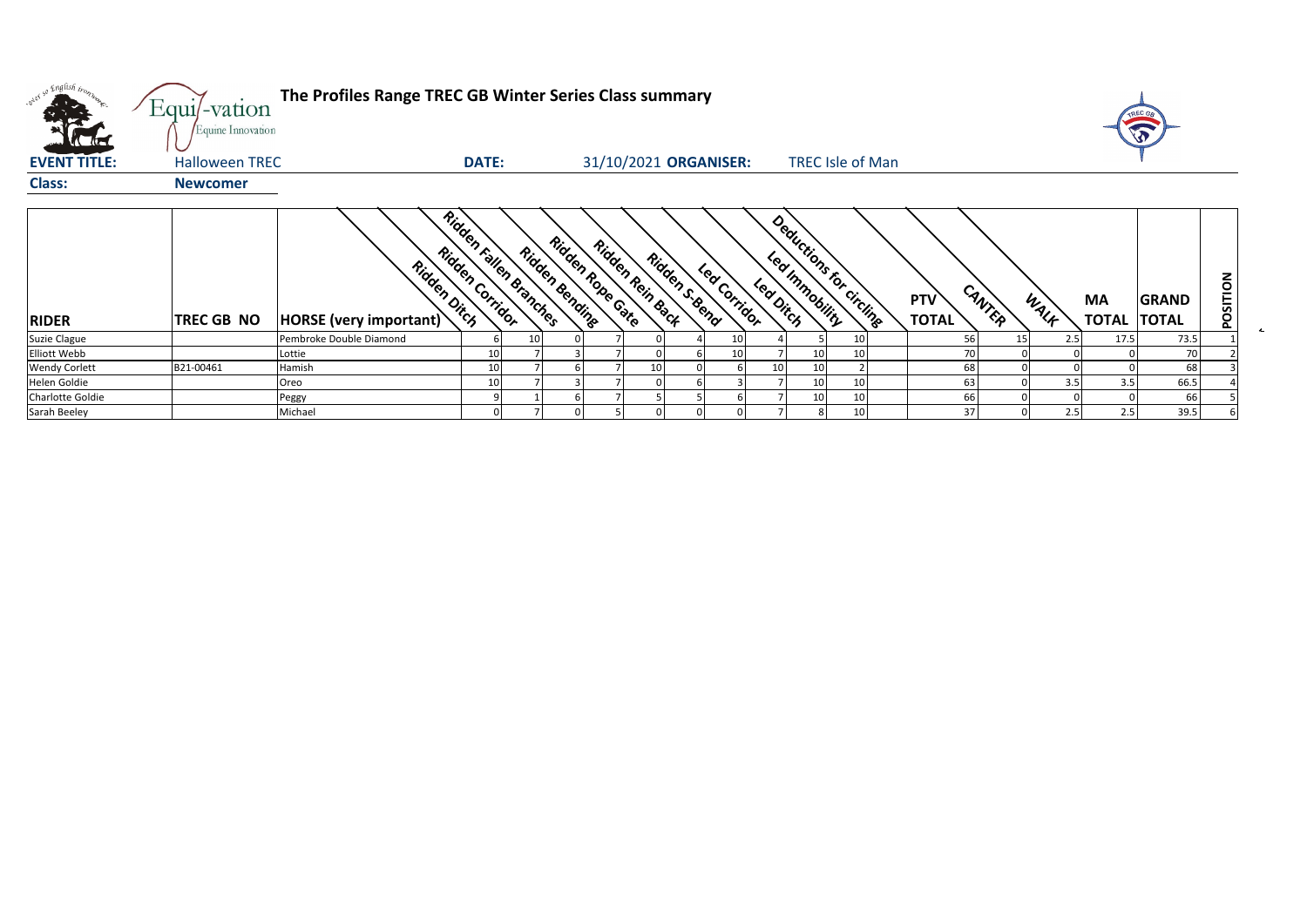**The Profiles Range TREC GB Winter Series Class summary**

**EVENT TITLE:** Halloween TREC **DATE:** 31/10/2021 **ORGANISER:** TREC Isle of Man

**Class:** **Newcomer**

| RIDER | TREC GB NO | HORSE (very important) | Ridden Ditch | Ridden Corridor | Ridden Fallen Branches | Ridden Bending | Ridden Rope Gate | Ridden Rein Back | Ridden S-Bend | Led Corridor | Led Ditch | Led Immobility | Deductions for circling | PTV TOTAL | CANTER | WALK | MA TOTAL | GRAND TOTAL | POSITION |
|---|---|---|---|---|---|---|---|---|---|---|---|---|---|---|---|---|---|---|---|
| Suzie Clague | | Pembroke Double Diamond | 6 | 10 | 0 | 7 | 0 | 4 | 10 | 4 | 5 | 10 | | 56 | 15 | 2.5 | 17.5 | 73.5 | 1 |
| Elliott Webb | | Lottie | 10 | 7 | 3 | 7 | 0 | 6 | 10 | 7 | 10 | 10 | | 70 | 0 | 0 | 0 | 70 | 2 |
| Wendy Corlett | B21-00461 | Hamish | 10 | 7 | 6 | 7 | 10 | 0 | 6 | 10 | 10 | 2 | | 68 | 0 | 0 | 0 | 68 | 3 |
| Helen Goldie | | Oreo | 10 | 7 | 3 | 7 | 0 | 6 | 3 | 7 | 10 | 10 | | 63 | 0 | 3.5 | 3.5 | 66.5 | 4 |
| Charlotte Goldie | | Peggy | 9 | 1 | 6 | 7 | 5 | 5 | 6 | 7 | 10 | 10 | | 66 | 0 | 0 | 0 | 66 | 5 |
| Sarah Beeley | | Michael | 0 | 7 | 0 | 5 | 0 | 0 | 0 | 7 | 8 | 10 | | 37 | 0 | 2.5 | 2.5 | 39.5 | 6 |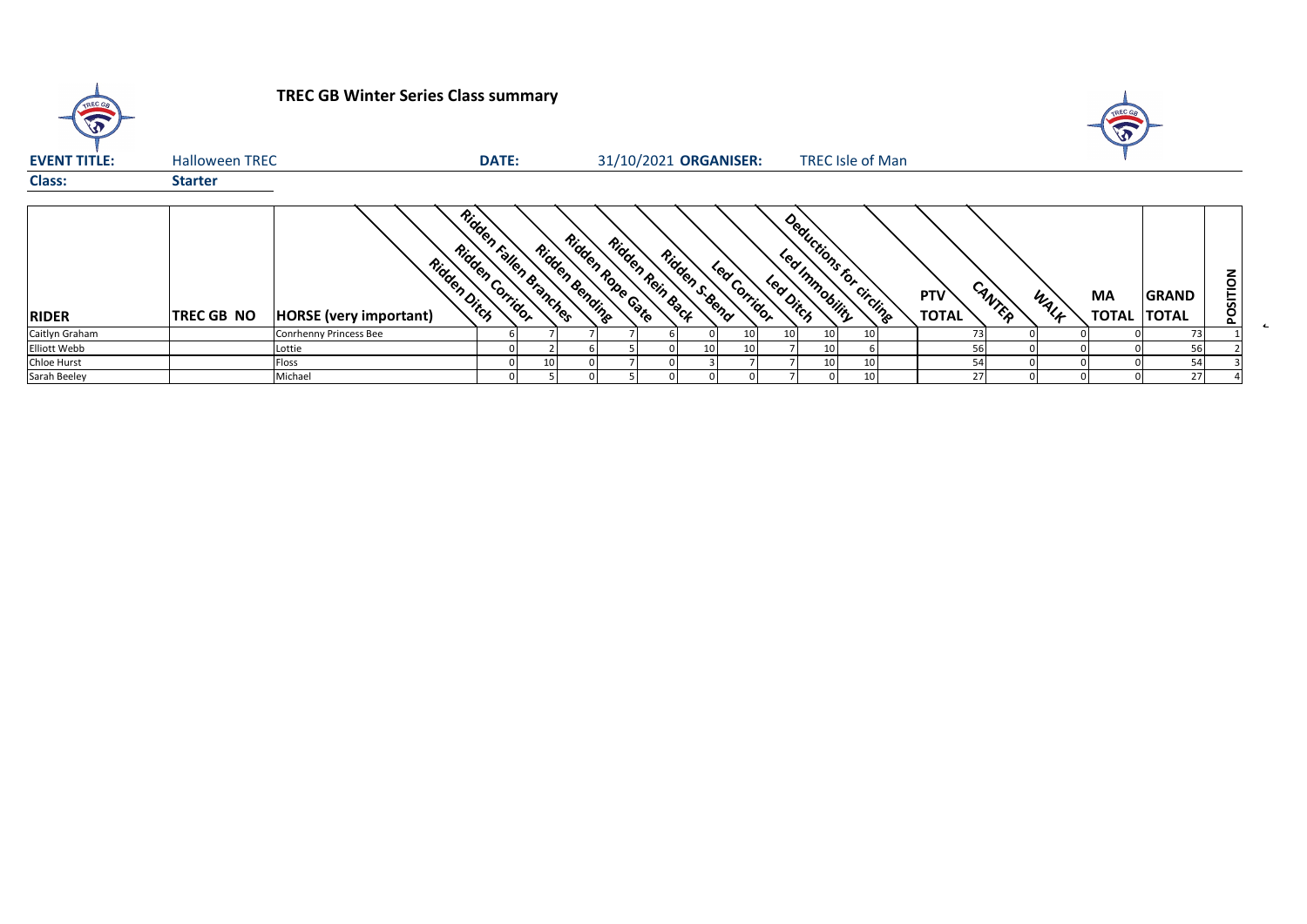# TREC GB Winter Series Class summary

**EVENT TITLE:** Halloween TREC **DATE:** 31/10/2021 **ORGANISER:** TREC Isle of Man

**Class:** **Starter**

| RIDER | TREC GB NO | HORSE (very important) | Ridden Ditch | Ridden Corridor | Ridden Fallen Branches | Ridden Bending | Ridden Rope Gate | Ridden Rein Back | Ridden S-Bend | Led Corridor | Led Ditch | Led Immobility | Deductions for circling | PTV TOTAL | CANTER | WALK | MA TOTAL | GRAND TOTAL | POSITION |
|---|---|---|---|---|---|---|---|---|---|---|---|---|---|---|---|---|---|---|---|
| Caitlyn Graham | | Conrhenny Princess Bee | 6 | 7 | 7 | 7 | 6 | 0 | 10 | 10 | 10 | 10 | | 73 | 0 | 0 | 0 | 73 | 1 |
| Elliott Webb | | Lottie | 0 | 2 | 6 | 5 | 0 | 10 | 10 | 7 | 10 | 6 | | 56 | 0 | 0 | 0 | 56 | 2 |
| Chloe Hurst | | Floss | 0 | 10 | 0 | 7 | 0 | 3 | 7 | 7 | 10 | 10 | | 54 | 0 | 0 | 0 | 54 | 3 |
| Sarah Beeley | | Michael | 0 | 5 | 0 | 5 | 0 | 0 | 0 | 7 | 0 | 10 | | 27 | 0 | 0 | 0 | 27 | 4 |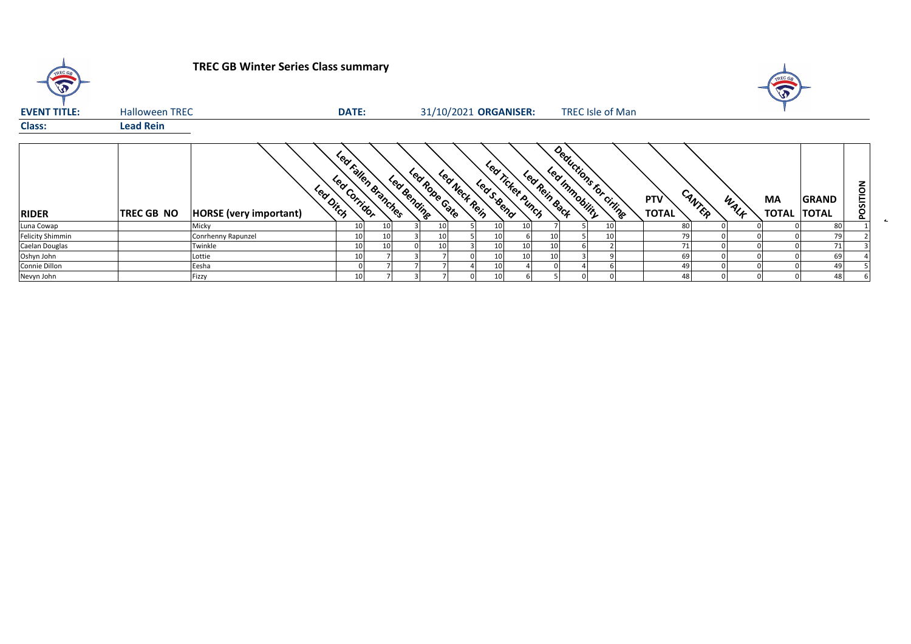# TREC GB Winter Series Class summary

**EVENT TITLE:** Halloween TREC **DATE:** 31/10/2021 **ORGANISER:** TREC Isle of Man

**Class:** Lead Rein

| RIDER | TREC GB NO | HORSE (very important) | Led Ditch | Led Corridor | Led Fallen Branches | Led Bending | Led Rope Gate | Led Neck Rein | Led S-Bend | Led Ticket Punch | Led Rein Back | Led Immobility | Deductions for circling | PTV TOTAL | CANTER | WALK | MA TOTAL | GRAND TOTAL | POSITION |
|---|---|---|---|---|---|---|---|---|---|---|---|---|---|---|---|---|---|---|---|
| Luna Cowap | | Micky | 10 | 10 | 3 | 10 | 5 | 10 | 10 | 7 | 5 | 10 | | 80 | 0 | 0 | 0 | 80 | 1 |
| Felicity Shimmin | | Conrhenny Rapunzel | 10 | 10 | 3 | 10 | 5 | 10 | 6 | 10 | 5 | 10 | | 79 | 0 | 0 | 0 | 79 | 2 |
| Caelan Douglas | | Twinkle | 10 | 10 | 0 | 10 | 3 | 10 | 10 | 10 | 6 | 2 | | 71 | 0 | 0 | 0 | 71 | 3 |
| Oshyn John | | Lottie | 10 | 7 | 3 | 7 | 0 | 10 | 10 | 10 | 3 | 9 | | 69 | 0 | 0 | 0 | 69 | 4 |
| Connie Dillon | | Eesha | 0 | 7 | 7 | 7 | 4 | 10 | 4 | 0 | 4 | 6 | | 49 | 0 | 0 | 0 | 49 | 5 |
| Nevyn John | | Fizzy | 10 | 7 | 3 | 7 | 0 | 10 | 6 | 5 | 0 | 0 | | 48 | 0 | 0 | 0 | 48 | 6 |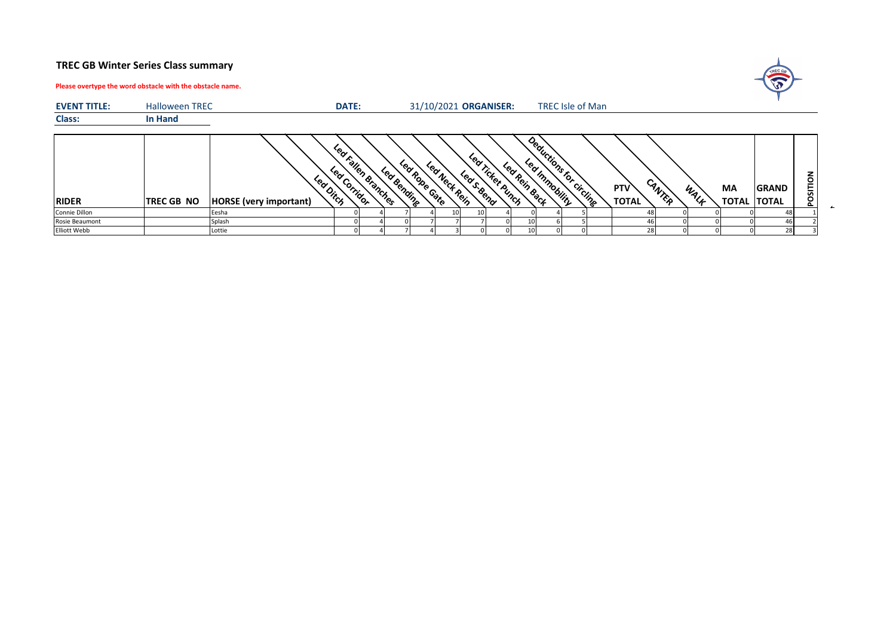# TREC GB Winter Series Class summary

**Please overtype the word obstacle with the obstacle name.**

**EVENT TITLE:** Halloween TREC **DATE:** 31/10/2021 **ORGANISER:** TREC Isle of Man

**Class:** **In Hand**

| RIDER | TREC GB NO | HORSE (very important) | Led Ditch | Led Corridor | Led Fallen Branches | Led Bending | Led Rope Gate | Led Neck Rein | Led S-Bend | Led Ticket Punch | Led Rein Back | Led Immobility | Deductions for circling | | PTV TOTAL | CANTER | WALK | MA TOTAL | GRAND TOTAL | POSITION |
|---|---|---|---|---|---|---|---|---|---|---|---|---|---|---|---|---|---|---|---|---|
| Connie Dillon | | Eesha | 0 | 4 | 7 | 4 | 10 | 10 | 4 | 0 | 4 | 5 | | | 48 | 0 | 0 | 0 | 48 | 1 |
| Rosie Beaumont | | Splash | 0 | 4 | 0 | 7 | 7 | 7 | 0 | 10 | 6 | 5 | | | 46 | 0 | 0 | 0 | 46 | 2 |
| Elliott Webb | | Lottie | 0 | 4 | 7 | 4 | 3 | 0 | 0 | 10 | 0 | 0 | | | 28 | 0 | 0 | 0 | 28 | 3 |